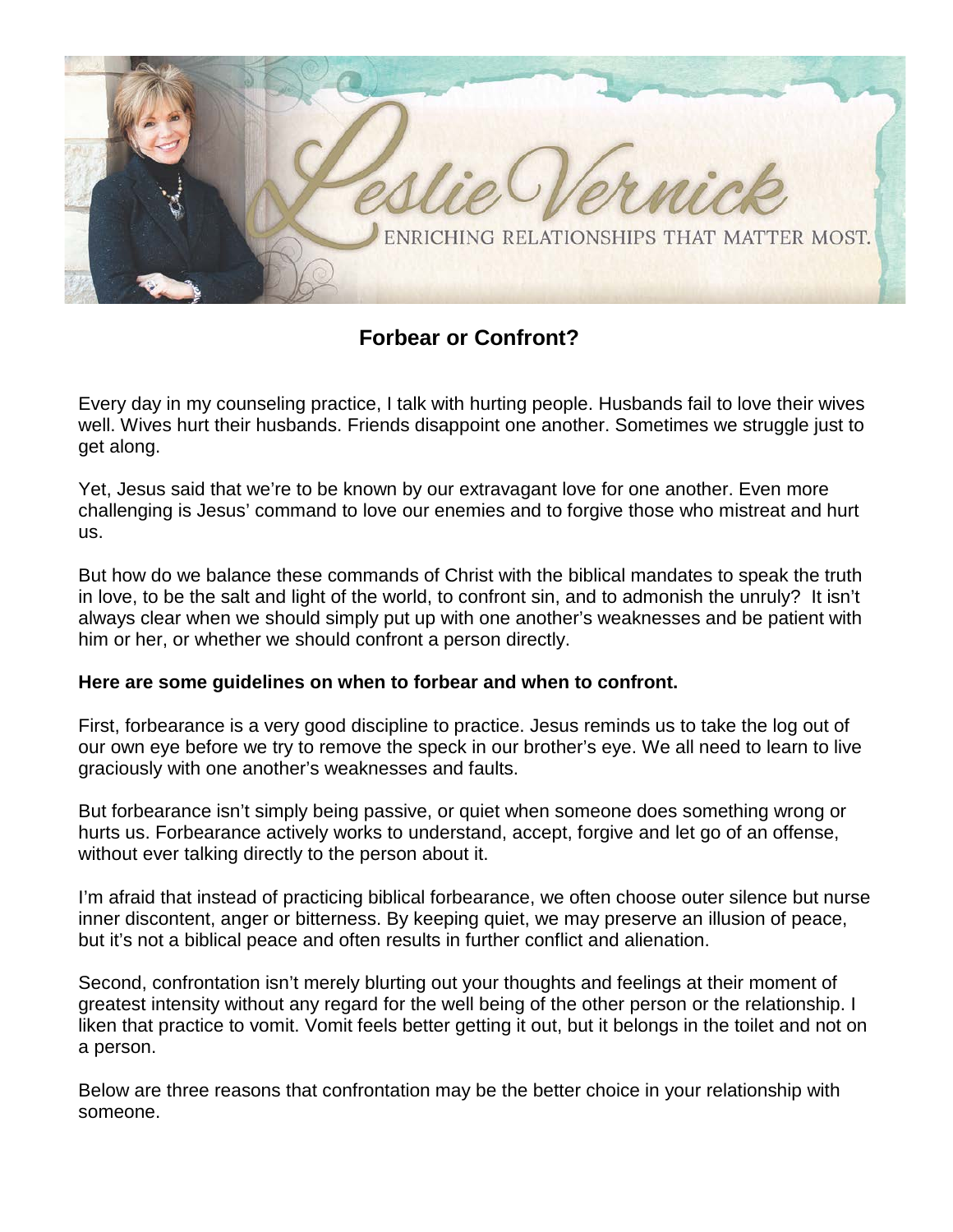Leslie Vernick

ENRICHING RELATIONSHIPS THAT MATTER MOST.

# Forbear or Confront?

Every day in my counseling practice, I talk with hurting people. Husbands fail to love their wives well. Wives hurt their husbands. Friends disappoint one another. Sometimes we struggle just to get along.

Yet, Jesus said that we're to be known by our extravagant love for one another. Even more challenging is Jesus' command to love our enemies and to forgive those who mistreat and hurt us.

But how do we balance these commands of Christ with the biblical mandates to speak the truth in love, to be the salt and light of the world, to confront sin, and to admonish the unruly? It isn't always clear when we should simply put up with one another's weaknesses and be patient with him or her, or whether we should confront a person directly.

**Here are some guidelines on when to forbear and when to confront.**

First, forbearance is a very good discipline to practice. Jesus reminds us to take the log out of our own eye before we try to remove the speck in our brother's eye. We all need to learn to live graciously with one another's weaknesses and faults.

But forbearance isn't simply being passive, or quiet when someone does something wrong or hurts us. Forbearance actively works to understand, accept, forgive and let go of an offense, without ever talking directly to the person about it.

I'm afraid that instead of practicing biblical forbearance, we often choose outer silence but nurse inner discontent, anger or bitterness. By keeping quiet, we may preserve an illusion of peace, but it's not a biblical peace and often results in further conflict and alienation.

Second, confrontation isn't merely blurting out your thoughts and feelings at their moment of greatest intensity without any regard for the well being of the other person or the relationship. I liken that practice to vomit. Vomit feels better getting it out, but it belongs in the toilet and not on a person.

Below are three reasons that confrontation may be the better choice in your relationship with someone.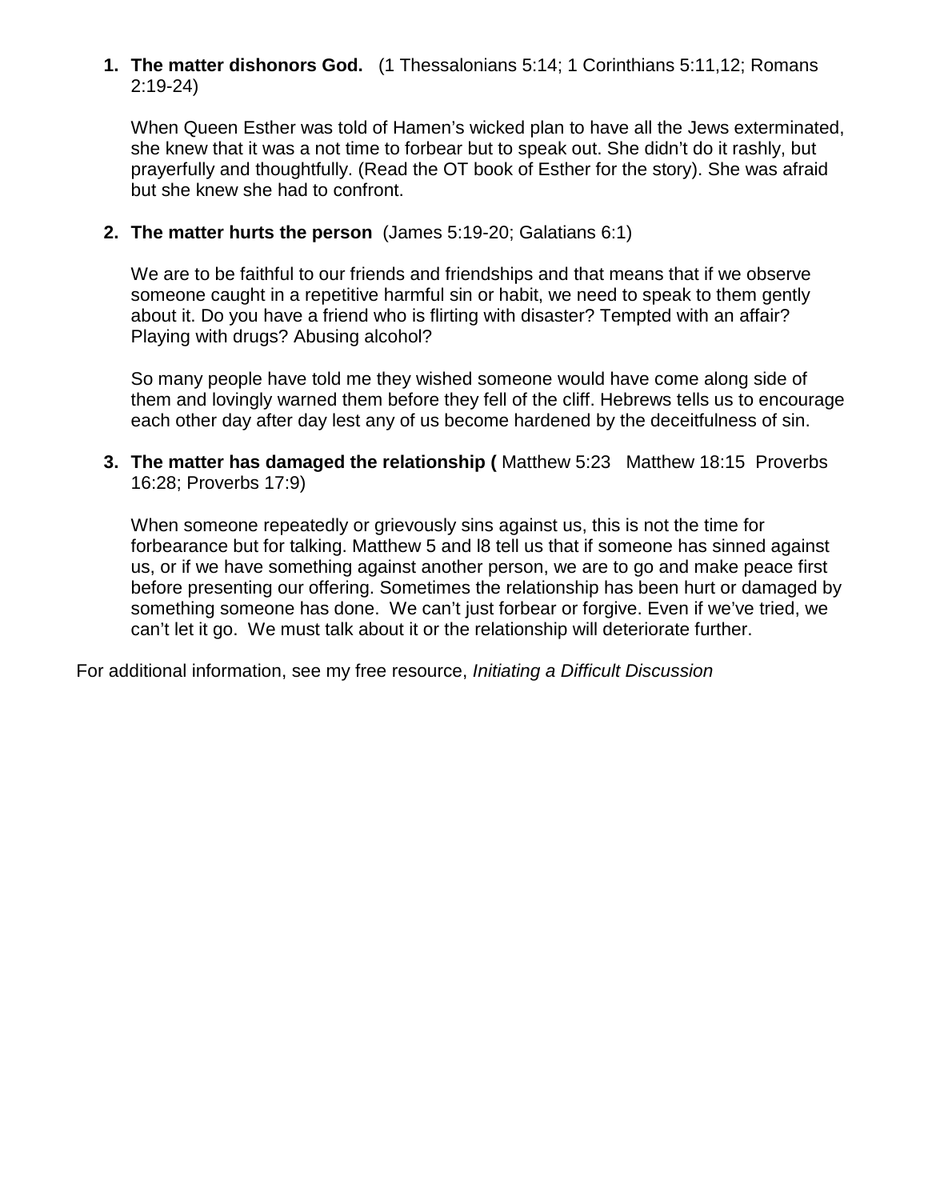1. **The matter dishonors God.** (1 Thessalonians 5:14; 1 Corinthians 5:11,12; Romans 2:19-24)

   When Queen Esther was told of Hamen's wicked plan to have all the Jews exterminated, she knew that it was a not time to forbear but to speak out. She didn't do it rashly, but prayerfully and thoughtfully. (Read the OT book of Esther for the story). She was afraid but she knew she had to confront.

2. **The matter hurts the person** (James 5:19-20; Galatians 6:1)

   We are to be faithful to our friends and friendships and that means that if we observe someone caught in a repetitive harmful sin or habit, we need to speak to them gently about it. Do you have a friend who is flirting with disaster? Tempted with an affair? Playing with drugs? Abusing alcohol?

   So many people have told me they wished someone would have come along side of them and lovingly warned them before they fell of the cliff. Hebrews tells us to encourage each other day after day lest any of us become hardened by the deceitfulness of sin.

3. **The matter has damaged the relationship (** Matthew 5:23 Matthew 18:15 Proverbs 16:28; Proverbs 17:9)

   When someone repeatedly or grievously sins against us, this is not the time for forbearance but for talking. Matthew 5 and l8 tell us that if someone has sinned against us, or if we have something against another person, we are to go and make peace first before presenting our offering. Sometimes the relationship has been hurt or damaged by something someone has done. We can't just forbear or forgive. Even if we've tried, we can't let it go. We must talk about it or the relationship will deteriorate further.

For additional information, see my free resource, *Initiating a Difficult Discussion*